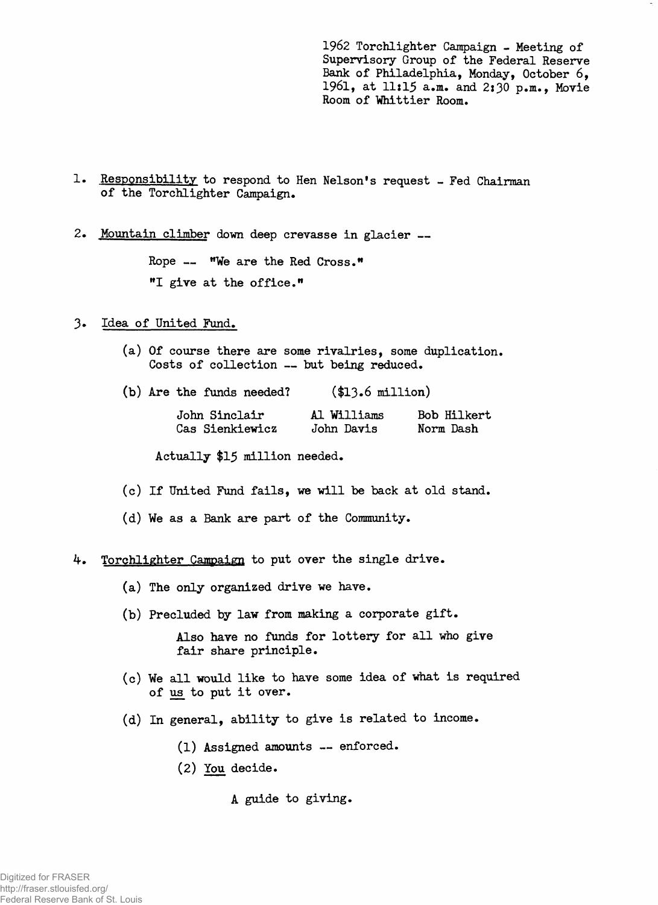1962 Torchlighter Campaign - Meeting of Supervisory Group of the Federal Reserve Bank of Philadelphia, Monday, October 6, 1961, at 11:15 a.m. and 2:30 p.m., Movie Room of Whittier Room.

1. Responsibility to respond to Hen Nelson's request - Fed Chairman of the Torchlighter Campaign.

2. Mountain climber down deep crevasse in glacier --

   Rope -- "We are the Red Cross."

   "I give at the office."

3. Idea of United Fund.

   (a) Of course there are some rivalries, some duplication. Costs of collection -- but being reduced.

   (b) Are the funds needed? ($13.6 million)

   | John Sinclair | Al Williams | Bob Hilkert |
   |---|---|---|
   | Cas Sienkiewicz | John Davis | Norm Dash |

   Actually $15 million needed.

   (c) If United Fund fails, we will be back at old stand.

   (d) We as a Bank are part of the Community.

4. Torchlighter Campaign to put over the single drive.

   (a) The only organized drive we have.

   (b) Precluded by law from making a corporate gift.

   Also have no funds for lottery for all who give fair share principle.

   (c) We all would like to have some idea of what is required of us to put it over.

   (d) In general, ability to give is related to income.

   (1) Assigned amounts -- enforced.

   (2) You decide.

   A guide to giving.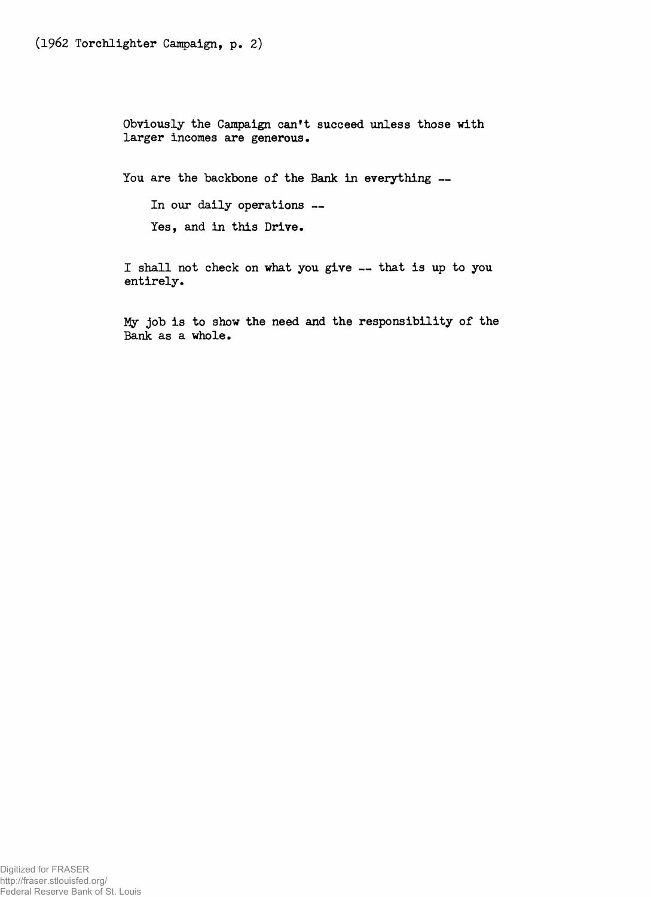(1962 Torchlighter Campaign, p. 2)

Obviously the Campaign can't succeed unless those with larger incomes are generous.

You are the backbone of the Bank in everything --

In our daily operations --

Yes, and in this Drive.

I shall not check on what you give -- that is up to you entirely.

My job is to show the need and the responsibility of the Bank as a whole.